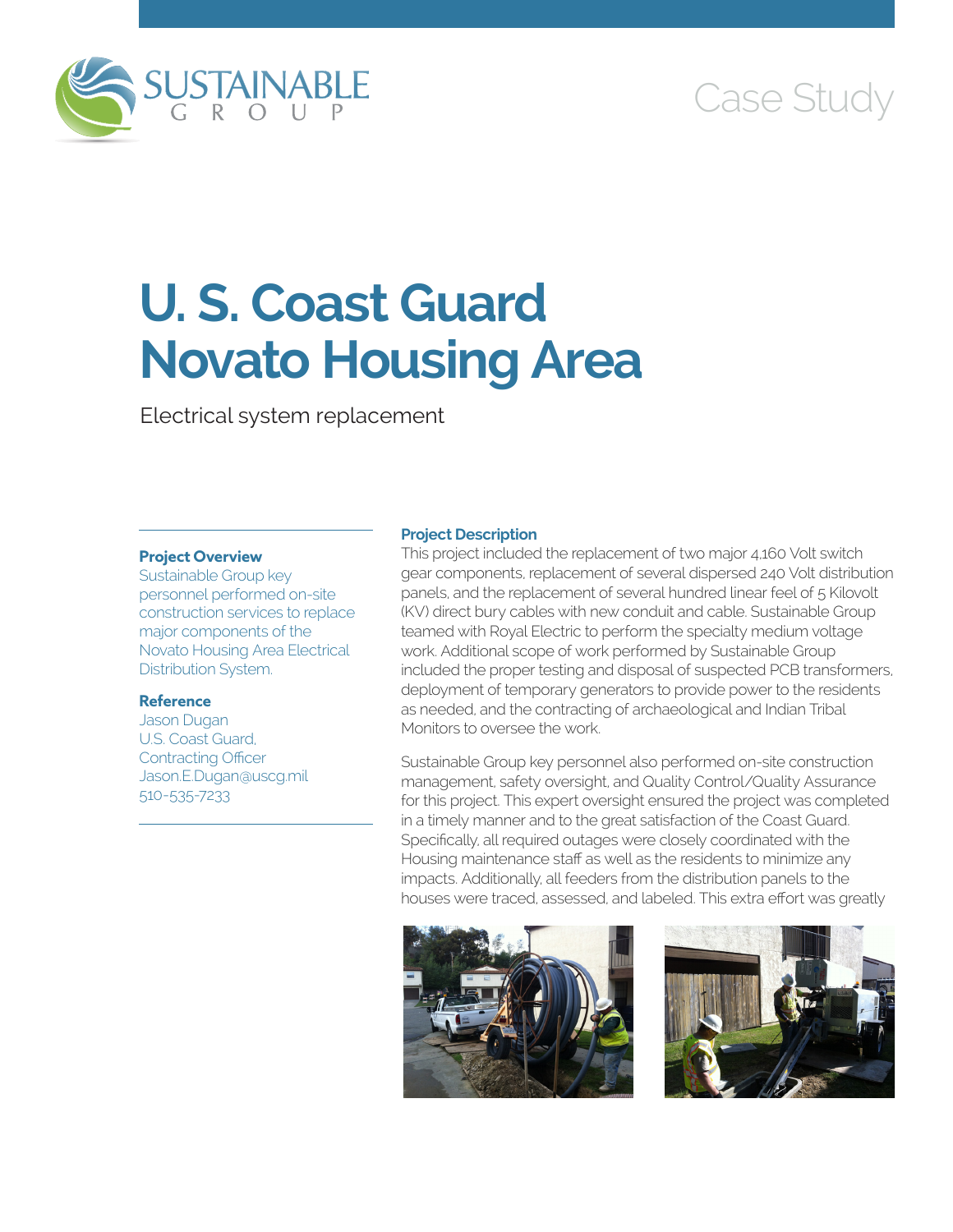SUSTAINABLE GROUP

Case Study

# U. S. Coast Guard Novato Housing Area

Electrical system replacement

**Project Overview**

Sustainable Group key personnel performed on-site construction services to replace major components of the Novato Housing Area Electrical Distribution System.

**Reference**

Jason Dugan
U.S. Coast Guard,
Contracting Officer
Jason.E.Dugan@uscg.mil
510-535-7233

**Project Description**

This project included the replacement of two major 4,160 Volt switch gear components, replacement of several dispersed 240 Volt distribution panels, and the replacement of several hundred linear feel of 5 Kilovolt (KV) direct bury cables with new conduit and cable. Sustainable Group teamed with Royal Electric to perform the specialty medium voltage work. Additional scope of work performed by Sustainable Group included the proper testing and disposal of suspected PCB transformers, deployment of temporary generators to provide power to the residents as needed, and the contracting of archaeological and Indian Tribal Monitors to oversee the work.

Sustainable Group key personnel also performed on-site construction management, safety oversight, and Quality Control/Quality Assurance for this project. This expert oversight ensured the project was completed in a timely manner and to the great satisfaction of the Coast Guard. Specifically, all required outages were closely coordinated with the Housing maintenance staff as well as the residents to minimize any impacts. Additionally, all feeders from the distribution panels to the houses were traced, assessed, and labeled. This extra effort was greatly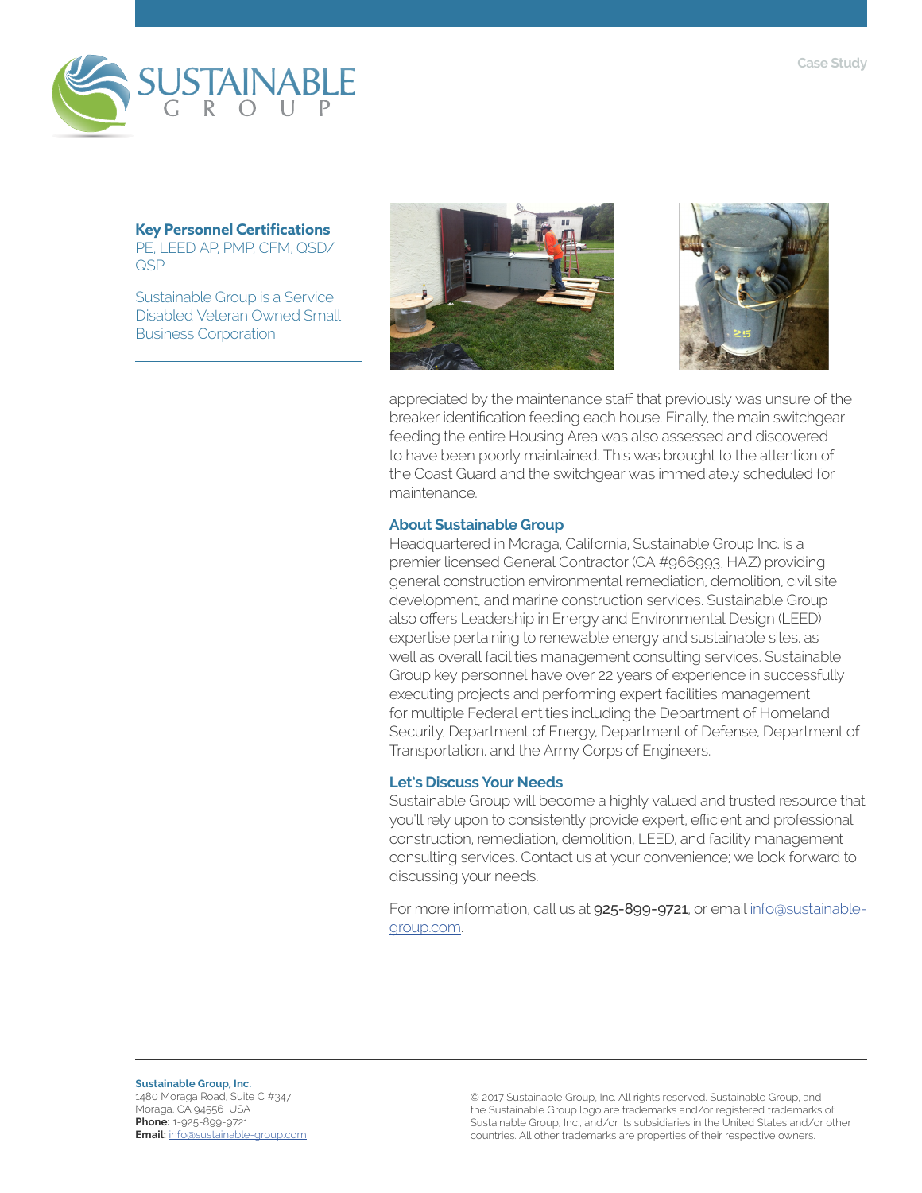Case Study

**Key Personnel Certifications**
PE, LEED AP, PMP, CFM, QSD/QSP

Sustainable Group is a Service Disabled Veteran Owned Small Business Corporation.

appreciated by the maintenance staff that previously was unsure of the breaker identification feeding each house. Finally, the main switchgear feeding the entire Housing Area was also assessed and discovered to have been poorly maintained. This was brought to the attention of the Coast Guard and the switchgear was immediately scheduled for maintenance.

### About Sustainable Group

Headquartered in Moraga, California, Sustainable Group Inc. is a premier licensed General Contractor (CA #966993, HAZ) providing general construction environmental remediation, demolition, civil site development, and marine construction services. Sustainable Group also offers Leadership in Energy and Environmental Design (LEED) expertise pertaining to renewable energy and sustainable sites, as well as overall facilities management consulting services. Sustainable Group key personnel have over 22 years of experience in successfully executing projects and performing expert facilities management for multiple Federal entities including the Department of Homeland Security, Department of Energy, Department of Defense, Department of Transportation, and the Army Corps of Engineers.

### Let's Discuss Your Needs

Sustainable Group will become a highly valued and trusted resource that you'll rely upon to consistently provide expert, efficient and professional construction, remediation, demolition, LEED, and facility management consulting services. Contact us at your convenience; we look forward to discussing your needs.

For more information, call us at 925-899-9721, or email info@sustainable-group.com.

**Sustainable Group, Inc.**
1480 Moraga Road, Suite C #347
Moraga, CA 94556 USA
**Phone:** 1-925-899-9721
**Email:** info@sustainable-group.com

© 2017 Sustainable Group, Inc. All rights reserved. Sustainable Group, and the Sustainable Group logo are trademarks and/or registered trademarks of Sustainable Group, Inc., and/or its subsidiaries in the United States and/or other countries. All other trademarks are properties of their respective owners.